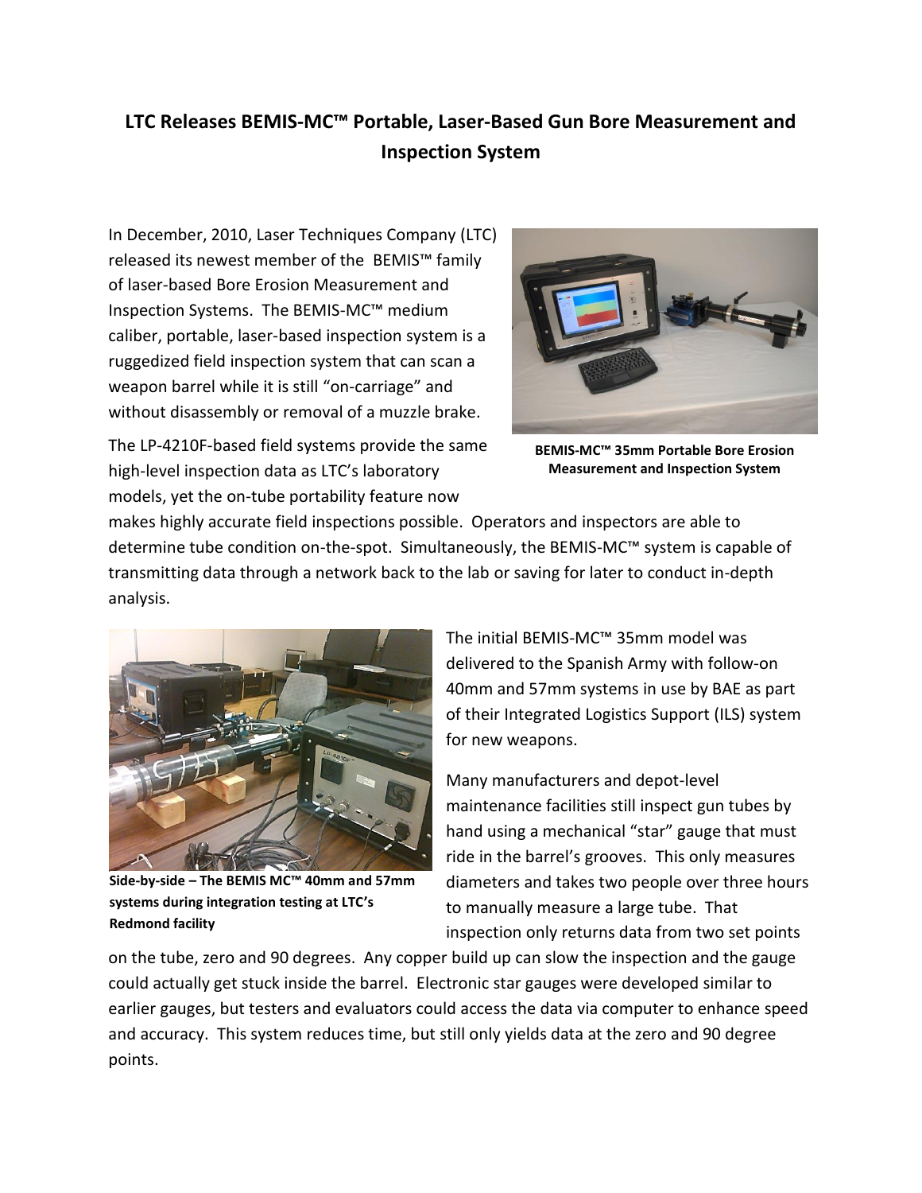# LTC Releases BEMIS-MC™ Portable, Laser-Based Gun Bore Measurement and Inspection System

In December, 2010, Laser Techniques Company (LTC) released its newest member of the BEMIS™ family of laser-based Bore Erosion Measurement and Inspection Systems. The BEMIS-MC™ medium caliber, portable, laser-based inspection system is a ruggedized field inspection system that can scan a weapon barrel while it is still "on-carriage" and without disassembly or removal of a muzzle brake.

**BEMIS-MC™ 35mm Portable Bore Erosion Measurement and Inspection System**

The LP-4210F-based field systems provide the same high-level inspection data as LTC's laboratory models, yet the on-tube portability feature now makes highly accurate field inspections possible. Operators and inspectors are able to determine tube condition on-the-spot. Simultaneously, the BEMIS-MC™ system is capable of transmitting data through a network back to the lab or saving for later to conduct in-depth analysis.

**Side-by-side – The BEMIS MC™ 40mm and 57mm systems during integration testing at LTC's Redmond facility**

The initial BEMIS-MC™ 35mm model was delivered to the Spanish Army with follow-on 40mm and 57mm systems in use by BAE as part of their Integrated Logistics Support (ILS) system for new weapons.

Many manufacturers and depot-level maintenance facilities still inspect gun tubes by hand using a mechanical "star" gauge that must ride in the barrel's grooves. This only measures diameters and takes two people over three hours to manually measure a large tube. That inspection only returns data from two set points on the tube, zero and 90 degrees. Any copper build up can slow the inspection and the gauge could actually get stuck inside the barrel. Electronic star gauges were developed similar to earlier gauges, but testers and evaluators could access the data via computer to enhance speed and accuracy. This system reduces time, but still only yields data at the zero and 90 degree points.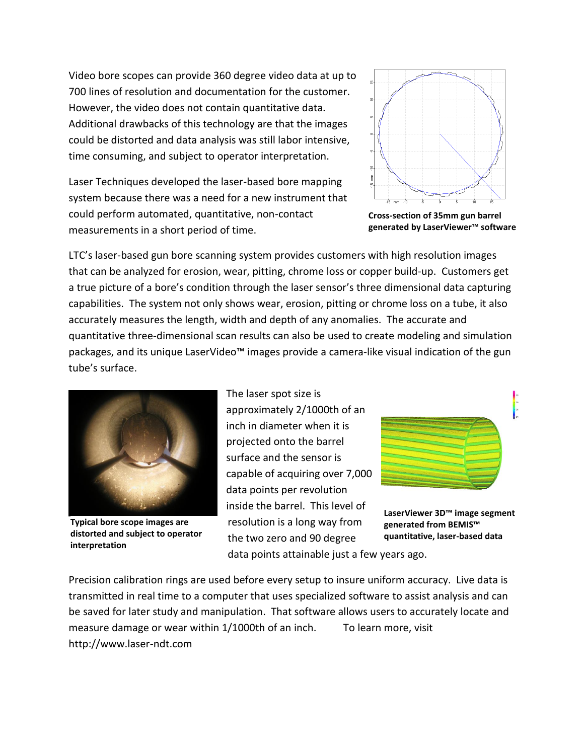Video bore scopes can provide 360 degree video data at up to 700 lines of resolution and documentation for the customer. However, the video does not contain quantitative data. Additional drawbacks of this technology are that the images could be distorted and data analysis was still labor intensive, time consuming, and subject to operator interpretation.

Laser Techniques developed the laser-based bore mapping system because there was a need for a new instrument that could perform automated, quantitative, non-contact measurements in a short period of time.

**Cross-section of 35mm gun barrel generated by LaserViewer™ software**

LTC's laser-based gun bore scanning system provides customers with high resolution images that can be analyzed for erosion, wear, pitting, chrome loss or copper build-up. Customers get a true picture of a bore's condition through the laser sensor's three dimensional data capturing capabilities. The system not only shows wear, erosion, pitting or chrome loss on a tube, it also accurately measures the length, width and depth of any anomalies. The accurate and quantitative three-dimensional scan results can also be used to create modeling and simulation packages, and its unique LaserVideo™ images provide a camera-like visual indication of the gun tube's surface.

**Typical bore scope images are distorted and subject to operator interpretation**

The laser spot size is approximately 2/1000th of an inch in diameter when it is projected onto the barrel surface and the sensor is capable of acquiring over 7,000 data points per revolution inside the barrel. This level of resolution is a long way from the two zero and 90 degree data points attainable just a few years ago.

**LaserViewer 3D™ image segment generated from BEMIS™ quantitative, laser-based data**

Precision calibration rings are used before every setup to insure uniform accuracy. Live data is transmitted in real time to a computer that uses specialized software to assist analysis and can be saved for later study and manipulation. That software allows users to accurately locate and measure damage or wear within 1/1000th of an inch. To learn more, visit http://www.laser-ndt.com